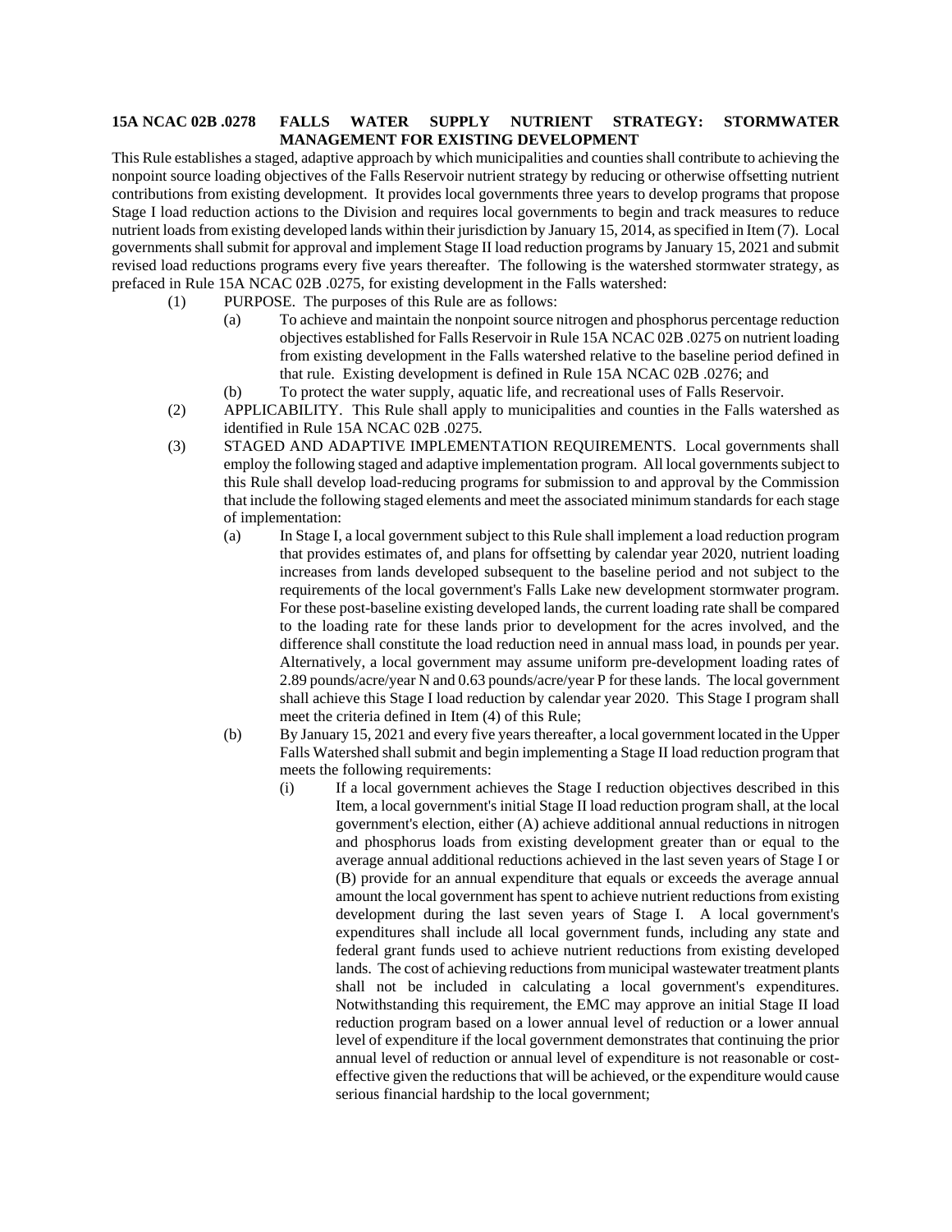**15A NCAC 02B .0278 FALLS WATER SUPPLY NUTRIENT STRATEGY: STORMWATER MANAGEMENT FOR EXISTING DEVELOPMENT**

This Rule establishes a staged, adaptive approach by which municipalities and counties shall contribute to achieving the nonpoint source loading objectives of the Falls Reservoir nutrient strategy by reducing or otherwise offsetting nutrient contributions from existing development. It provides local governments three years to develop programs that propose Stage I load reduction actions to the Division and requires local governments to begin and track measures to reduce nutrient loads from existing developed lands within their jurisdiction by January 15, 2014, as specified in Item (7). Local governments shall submit for approval and implement Stage II load reduction programs by January 15, 2021 and submit revised load reductions programs every five years thereafter. The following is the watershed stormwater strategy, as prefaced in Rule 15A NCAC 02B .0275, for existing development in the Falls watershed:

(1) PURPOSE. The purposes of this Rule are as follows:

- (a) To achieve and maintain the nonpoint source nitrogen and phosphorus percentage reduction objectives established for Falls Reservoir in Rule 15A NCAC 02B .0275 on nutrient loading from existing development in the Falls watershed relative to the baseline period defined in that rule. Existing development is defined in Rule 15A NCAC 02B .0276; and
- (b) To protect the water supply, aquatic life, and recreational uses of Falls Reservoir.

(2) APPLICABILITY. This Rule shall apply to municipalities and counties in the Falls watershed as identified in Rule 15A NCAC 02B .0275.

(3) STAGED AND ADAPTIVE IMPLEMENTATION REQUIREMENTS. Local governments shall employ the following staged and adaptive implementation program. All local governments subject to this Rule shall develop load-reducing programs for submission to and approval by the Commission that include the following staged elements and meet the associated minimum standards for each stage of implementation:

- (a) In Stage I, a local government subject to this Rule shall implement a load reduction program that provides estimates of, and plans for offsetting by calendar year 2020, nutrient loading increases from lands developed subsequent to the baseline period and not subject to the requirements of the local government's Falls Lake new development stormwater program. For these post-baseline existing developed lands, the current loading rate shall be compared to the loading rate for these lands prior to development for the acres involved, and the difference shall constitute the load reduction need in annual mass load, in pounds per year. Alternatively, a local government may assume uniform pre-development loading rates of 2.89 pounds/acre/year N and 0.63 pounds/acre/year P for these lands. The local government shall achieve this Stage I load reduction by calendar year 2020. This Stage I program shall meet the criteria defined in Item (4) of this Rule;
- (b) By January 15, 2021 and every five years thereafter, a local government located in the Upper Falls Watershed shall submit and begin implementing a Stage II load reduction program that meets the following requirements:
  - (i) If a local government achieves the Stage I reduction objectives described in this Item, a local government's initial Stage II load reduction program shall, at the local government's election, either (A) achieve additional annual reductions in nitrogen and phosphorus loads from existing development greater than or equal to the average annual additional reductions achieved in the last seven years of Stage I or (B) provide for an annual expenditure that equals or exceeds the average annual amount the local government has spent to achieve nutrient reductions from existing development during the last seven years of Stage I. A local government's expenditures shall include all local government funds, including any state and federal grant funds used to achieve nutrient reductions from existing developed lands. The cost of achieving reductions from municipal wastewater treatment plants shall not be included in calculating a local government's expenditures. Notwithstanding this requirement, the EMC may approve an initial Stage II load reduction program based on a lower annual level of reduction or a lower annual level of expenditure if the local government demonstrates that continuing the prior annual level of reduction or annual level of expenditure is not reasonable or cost-effective given the reductions that will be achieved, or the expenditure would cause serious financial hardship to the local government;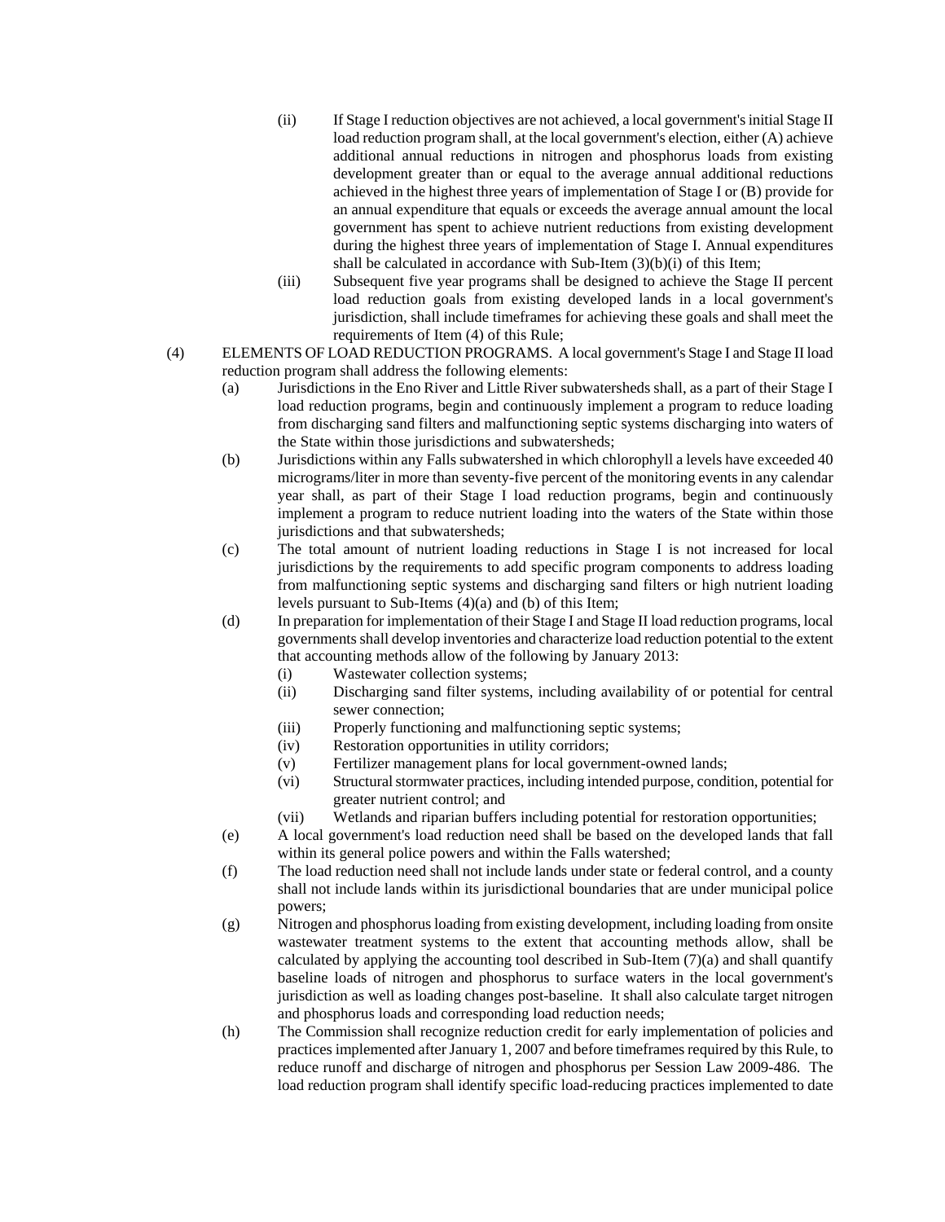(ii) If Stage I reduction objectives are not achieved, a local government's initial Stage II load reduction program shall, at the local government's election, either (A) achieve additional annual reductions in nitrogen and phosphorus loads from existing development greater than or equal to the average annual additional reductions achieved in the highest three years of implementation of Stage I or (B) provide for an annual expenditure that equals or exceeds the average annual amount the local government has spent to achieve nutrient reductions from existing development during the highest three years of implementation of Stage I. Annual expenditures shall be calculated in accordance with Sub-Item (3)(b)(i) of this Item;

(iii) Subsequent five year programs shall be designed to achieve the Stage II percent load reduction goals from existing developed lands in a local government's jurisdiction, shall include timeframes for achieving these goals and shall meet the requirements of Item (4) of this Rule;

(4) ELEMENTS OF LOAD REDUCTION PROGRAMS. A local government's Stage I and Stage II load reduction program shall address the following elements:

(a) Jurisdictions in the Eno River and Little River subwatersheds shall, as a part of their Stage I load reduction programs, begin and continuously implement a program to reduce loading from discharging sand filters and malfunctioning septic systems discharging into waters of the State within those jurisdictions and subwatersheds;

(b) Jurisdictions within any Falls subwatershed in which chlorophyll a levels have exceeded 40 micrograms/liter in more than seventy-five percent of the monitoring events in any calendar year shall, as part of their Stage I load reduction programs, begin and continuously implement a program to reduce nutrient loading into the waters of the State within those jurisdictions and that subwatersheds;

(c) The total amount of nutrient loading reductions in Stage I is not increased for local jurisdictions by the requirements to add specific program components to address loading from malfunctioning septic systems and discharging sand filters or high nutrient loading levels pursuant to Sub-Items (4)(a) and (b) of this Item;

(d) In preparation for implementation of their Stage I and Stage II load reduction programs, local governments shall develop inventories and characterize load reduction potential to the extent that accounting methods allow of the following by January 2013:

  (i) Wastewater collection systems;
  (ii) Discharging sand filter systems, including availability of or potential for central sewer connection;
  (iii) Properly functioning and malfunctioning septic systems;
  (iv) Restoration opportunities in utility corridors;
  (v) Fertilizer management plans for local government-owned lands;
  (vi) Structural stormwater practices, including intended purpose, condition, potential for greater nutrient control; and
  (vii) Wetlands and riparian buffers including potential for restoration opportunities;

(e) A local government's load reduction need shall be based on the developed lands that fall within its general police powers and within the Falls watershed;

(f) The load reduction need shall not include lands under state or federal control, and a county shall not include lands within its jurisdictional boundaries that are under municipal police powers;

(g) Nitrogen and phosphorus loading from existing development, including loading from onsite wastewater treatment systems to the extent that accounting methods allow, shall be calculated by applying the accounting tool described in Sub-Item (7)(a) and shall quantify baseline loads of nitrogen and phosphorus to surface waters in the local government's jurisdiction as well as loading changes post-baseline. It shall also calculate target nitrogen and phosphorus loads and corresponding load reduction needs;

(h) The Commission shall recognize reduction credit for early implementation of policies and practices implemented after January 1, 2007 and before timeframes required by this Rule, to reduce runoff and discharge of nitrogen and phosphorus per Session Law 2009-486. The load reduction program shall identify specific load-reducing practices implemented to date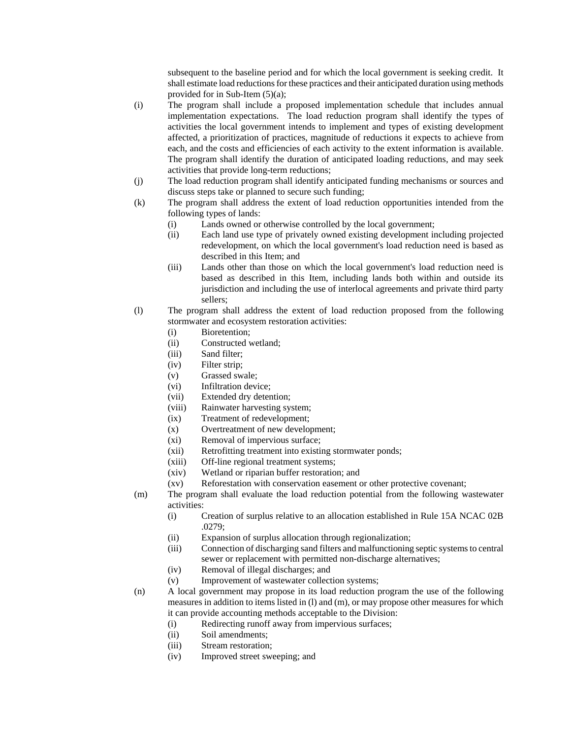subsequent to the baseline period and for which the local government is seeking credit. It shall estimate load reductions for these practices and their anticipated duration using methods provided for in Sub-Item (5)(a);

(i) The program shall include a proposed implementation schedule that includes annual implementation expectations. The load reduction program shall identify the types of activities the local government intends to implement and types of existing development affected, a prioritization of practices, magnitude of reductions it expects to achieve from each, and the costs and efficiencies of each activity to the extent information is available. The program shall identify the duration of anticipated loading reductions, and may seek activities that provide long-term reductions;

(j) The load reduction program shall identify anticipated funding mechanisms or sources and discuss steps take or planned to secure such funding;

(k) The program shall address the extent of load reduction opportunities intended from the following types of lands:
  - (i) Lands owned or otherwise controlled by the local government;
  - (ii) Each land use type of privately owned existing development including projected redevelopment, on which the local government's load reduction need is based as described in this Item; and
  - (iii) Lands other than those on which the local government's load reduction need is based as described in this Item, including lands both within and outside its jurisdiction and including the use of interlocal agreements and private third party sellers;

(l) The program shall address the extent of load reduction proposed from the following stormwater and ecosystem restoration activities:
  - (i) Bioretention;
  - (ii) Constructed wetland;
  - (iii) Sand filter;
  - (iv) Filter strip;
  - (v) Grassed swale;
  - (vi) Infiltration device;
  - (vii) Extended dry detention;
  - (viii) Rainwater harvesting system;
  - (ix) Treatment of redevelopment;
  - (x) Overtreatment of new development;
  - (xi) Removal of impervious surface;
  - (xii) Retrofitting treatment into existing stormwater ponds;
  - (xiii) Off-line regional treatment systems;
  - (xiv) Wetland or riparian buffer restoration; and
  - (xv) Reforestation with conservation easement or other protective covenant;

(m) The program shall evaluate the load reduction potential from the following wastewater activities:
  - (i) Creation of surplus relative to an allocation established in Rule 15A NCAC 02B .0279;
  - (ii) Expansion of surplus allocation through regionalization;
  - (iii) Connection of discharging sand filters and malfunctioning septic systems to central sewer or replacement with permitted non-discharge alternatives;
  - (iv) Removal of illegal discharges; and
  - (v) Improvement of wastewater collection systems;

(n) A local government may propose in its load reduction program the use of the following measures in addition to items listed in (l) and (m), or may propose other measures for which it can provide accounting methods acceptable to the Division:
  - (i) Redirecting runoff away from impervious surfaces;
  - (ii) Soil amendments;
  - (iii) Stream restoration;
  - (iv) Improved street sweeping; and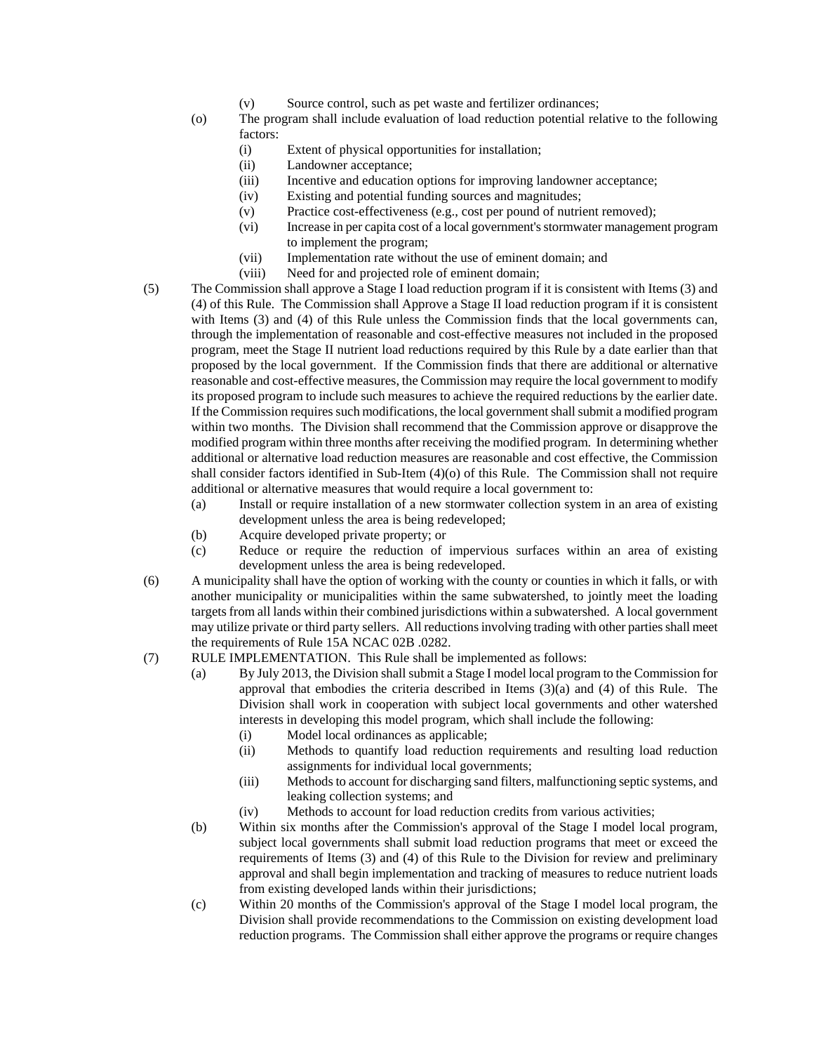(v) Source control, such as pet waste and fertilizer ordinances;

(o) The program shall include evaluation of load reduction potential relative to the following factors:

(i) Extent of physical opportunities for installation;

(ii) Landowner acceptance;

(iii) Incentive and education options for improving landowner acceptance;

(iv) Existing and potential funding sources and magnitudes;

(v) Practice cost-effectiveness (e.g., cost per pound of nutrient removed);

(vi) Increase in per capita cost of a local government's stormwater management program to implement the program;

(vii) Implementation rate without the use of eminent domain; and

(viii) Need for and projected role of eminent domain;

(5) The Commission shall approve a Stage I load reduction program if it is consistent with Items (3) and (4) of this Rule. The Commission shall Approve a Stage II load reduction program if it is consistent with Items (3) and (4) of this Rule unless the Commission finds that the local governments can, through the implementation of reasonable and cost-effective measures not included in the proposed program, meet the Stage II nutrient load reductions required by this Rule by a date earlier than that proposed by the local government. If the Commission finds that there are additional or alternative reasonable and cost-effective measures, the Commission may require the local government to modify its proposed program to include such measures to achieve the required reductions by the earlier date. If the Commission requires such modifications, the local government shall submit a modified program within two months. The Division shall recommend that the Commission approve or disapprove the modified program within three months after receiving the modified program. In determining whether additional or alternative load reduction measures are reasonable and cost effective, the Commission shall consider factors identified in Sub-Item (4)(o) of this Rule. The Commission shall not require additional or alternative measures that would require a local government to:

(a) Install or require installation of a new stormwater collection system in an area of existing development unless the area is being redeveloped;

(b) Acquire developed private property; or

(c) Reduce or require the reduction of impervious surfaces within an area of existing development unless the area is being redeveloped.

(6) A municipality shall have the option of working with the county or counties in which it falls, or with another municipality or municipalities within the same subwatershed, to jointly meet the loading targets from all lands within their combined jurisdictions within a subwatershed. A local government may utilize private or third party sellers. All reductions involving trading with other parties shall meet the requirements of Rule 15A NCAC 02B .0282.

(7) RULE IMPLEMENTATION. This Rule shall be implemented as follows:

(a) By July 2013, the Division shall submit a Stage I model local program to the Commission for approval that embodies the criteria described in Items (3)(a) and (4) of this Rule. The Division shall work in cooperation with subject local governments and other watershed interests in developing this model program, which shall include the following:

(i) Model local ordinances as applicable;

(ii) Methods to quantify load reduction requirements and resulting load reduction assignments for individual local governments;

(iii) Methods to account for discharging sand filters, malfunctioning septic systems, and leaking collection systems; and

(iv) Methods to account for load reduction credits from various activities;

(b) Within six months after the Commission's approval of the Stage I model local program, subject local governments shall submit load reduction programs that meet or exceed the requirements of Items (3) and (4) of this Rule to the Division for review and preliminary approval and shall begin implementation and tracking of measures to reduce nutrient loads from existing developed lands within their jurisdictions;

(c) Within 20 months of the Commission's approval of the Stage I model local program, the Division shall provide recommendations to the Commission on existing development load reduction programs. The Commission shall either approve the programs or require changes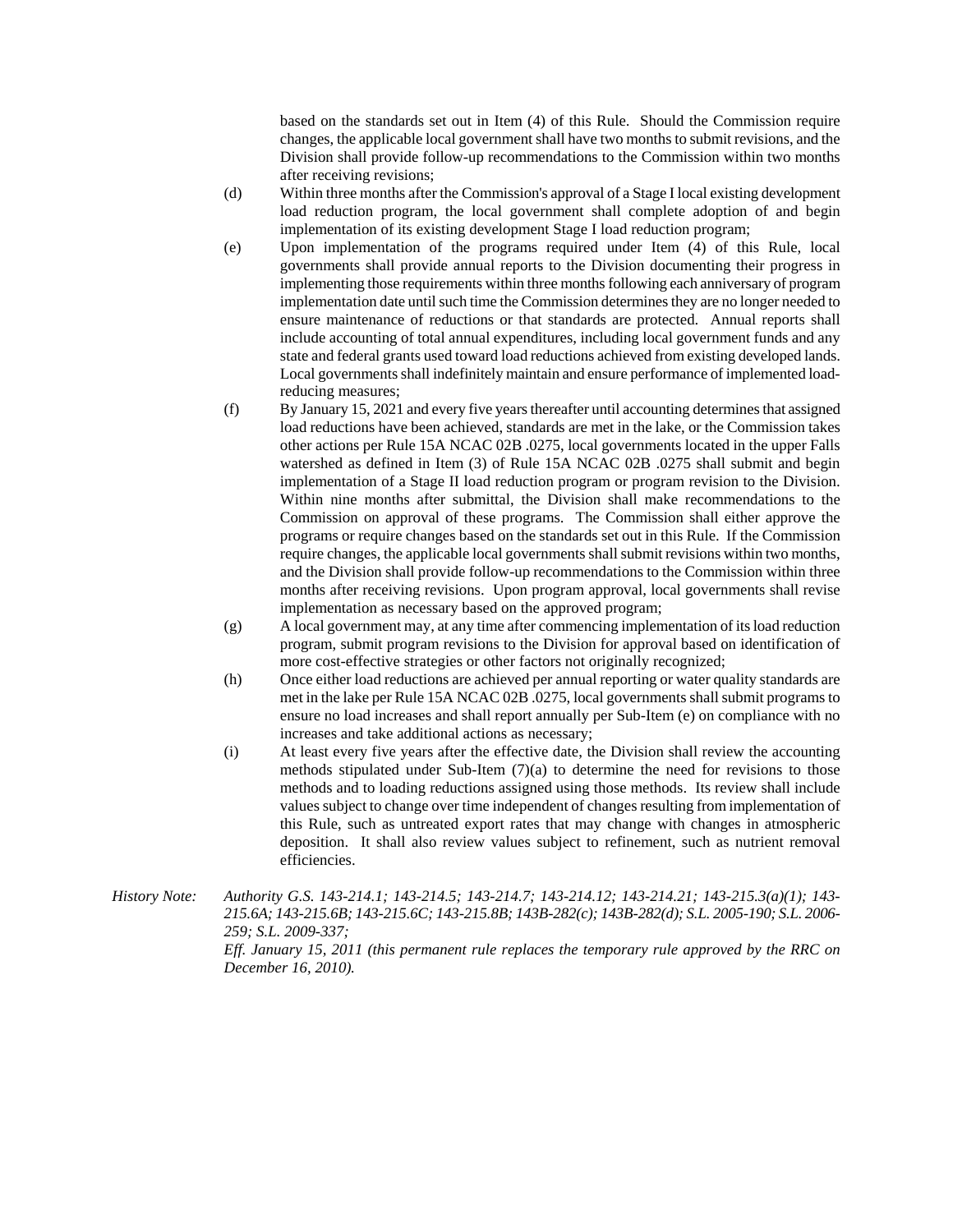based on the standards set out in Item (4) of this Rule. Should the Commission require changes, the applicable local government shall have two months to submit revisions, and the Division shall provide follow-up recommendations to the Commission within two months after receiving revisions;

(d) Within three months after the Commission's approval of a Stage I local existing development load reduction program, the local government shall complete adoption of and begin implementation of its existing development Stage I load reduction program;

(e) Upon implementation of the programs required under Item (4) of this Rule, local governments shall provide annual reports to the Division documenting their progress in implementing those requirements within three months following each anniversary of program implementation date until such time the Commission determines they are no longer needed to ensure maintenance of reductions or that standards are protected. Annual reports shall include accounting of total annual expenditures, including local government funds and any state and federal grants used toward load reductions achieved from existing developed lands. Local governments shall indefinitely maintain and ensure performance of implemented load-reducing measures;

(f) By January 15, 2021 and every five years thereafter until accounting determines that assigned load reductions have been achieved, standards are met in the lake, or the Commission takes other actions per Rule 15A NCAC 02B .0275, local governments located in the upper Falls watershed as defined in Item (3) of Rule 15A NCAC 02B .0275 shall submit and begin implementation of a Stage II load reduction program or program revision to the Division. Within nine months after submittal, the Division shall make recommendations to the Commission on approval of these programs. The Commission shall either approve the programs or require changes based on the standards set out in this Rule. If the Commission require changes, the applicable local governments shall submit revisions within two months, and the Division shall provide follow-up recommendations to the Commission within three months after receiving revisions. Upon program approval, local governments shall revise implementation as necessary based on the approved program;

(g) A local government may, at any time after commencing implementation of its load reduction program, submit program revisions to the Division for approval based on identification of more cost-effective strategies or other factors not originally recognized;

(h) Once either load reductions are achieved per annual reporting or water quality standards are met in the lake per Rule 15A NCAC 02B .0275, local governments shall submit programs to ensure no load increases and shall report annually per Sub-Item (e) on compliance with no increases and take additional actions as necessary;

(i) At least every five years after the effective date, the Division shall review the accounting methods stipulated under Sub-Item (7)(a) to determine the need for revisions to those methods and to loading reductions assigned using those methods. Its review shall include values subject to change over time independent of changes resulting from implementation of this Rule, such as untreated export rates that may change with changes in atmospheric deposition. It shall also review values subject to refinement, such as nutrient removal efficiencies.

*History Note:* *Authority G.S. 143-214.1; 143-214.5; 143-214.7; 143-214.12; 143-214.21; 143-215.3(a)(1); 143-215.6A; 143-215.6B; 143-215.6C; 143-215.8B; 143B-282(c); 143B-282(d); S.L. 2005-190; S.L. 2006-259; S.L. 2009-337;*
*Eff. January 15, 2011 (this permanent rule replaces the temporary rule approved by the RRC on December 16, 2010).*